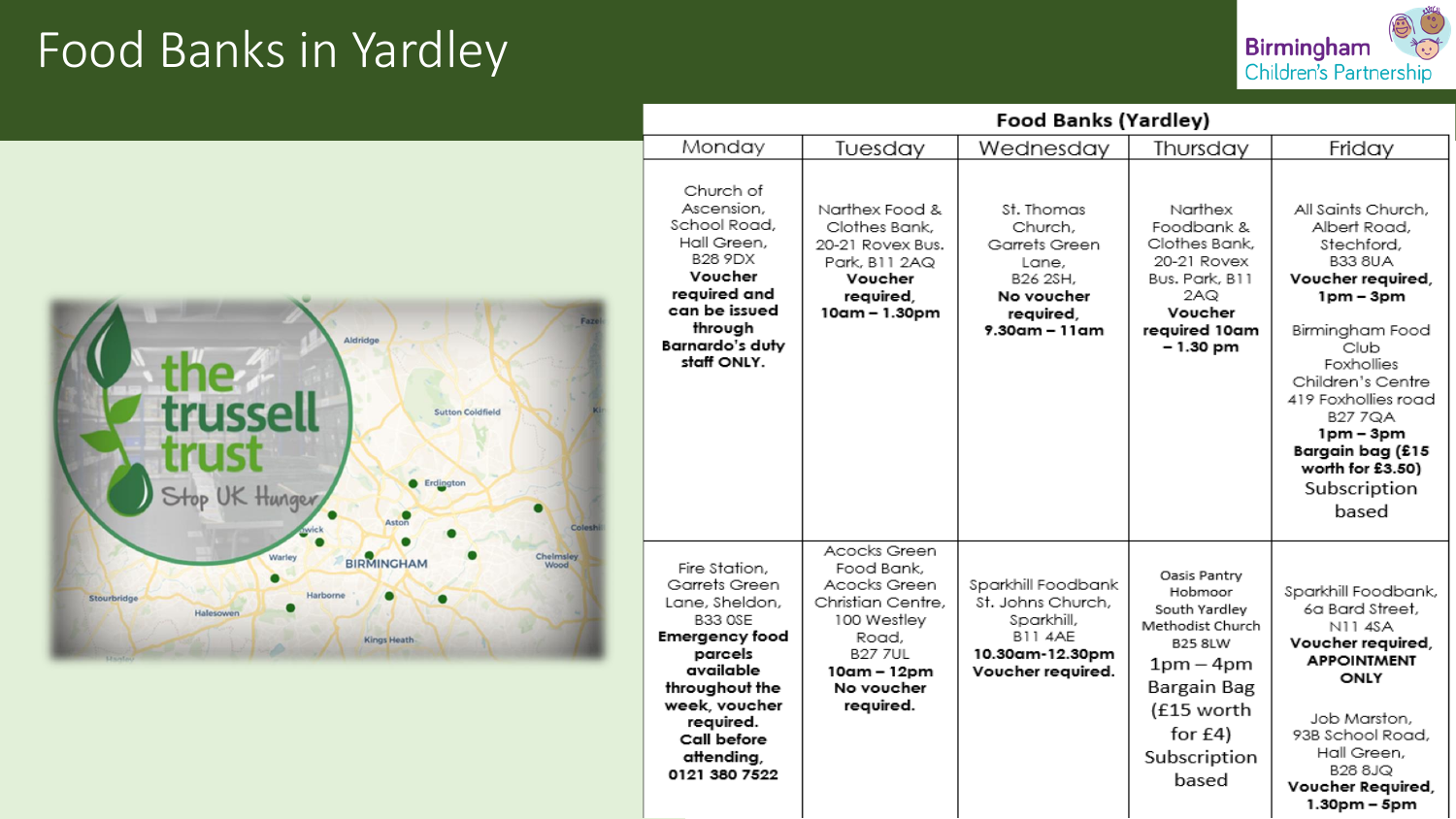# Food Banks in Yardley

Birmingham Children's Partnership

| Food Banks (Yardley) | | | | |
|---|---|---|---|---|
| **Monday** | **Tuesday** | **Wednesday** | **Thursday** | **Friday** |
| Church of Ascension, School Road, Hall Green, B28 9DX **Voucher required and can be issued through Barnardo's duty staff ONLY.** | Narthex Food & Clothes Bank, 20-21 Rovex Bus. Park, B11 2AQ **Voucher required, 10am – 1.30pm** | St. Thomas Church, Garrets Green Lane, B26 2SH, **No voucher required, 9.30am – 11am** | Narthex Foodbank & Clothes Bank, 20-21 Rovex Bus. Park, B11 2AQ **Voucher required 10am – 1.30 pm** | All Saints Church, Albert Road, Stechford, B33 8UA **Voucher required, 1pm – 3pm**<br><br>Birmingham Food Club Foxhollies Children's Centre 419 Foxhollies road B27 7QA **1pm – 3pm** **Bargain bag (£15 worth for £3.50)** Subscription based |
| Fire Station, Garrets Green Lane, Sheldon, B33 0SE **Emergency food parcels available throughout the week, voucher required. Call before attending, 0121 380 7522** | Acocks Green Food Bank, Acocks Green Christian Centre, 100 Westley Road, B27 7UL **10am – 12pm No voucher required.** | Sparkhill Foodbank St. Johns Church, Sparkhill, B11 4AE **10.30am-12.30pm Voucher required.** | Oasis Pantry Hobmoor South Yardley Methodist Church B25 8LW 1pm – 4pm Bargain Bag (£15 worth for £4) Subscription based | Sparkhill Foodbank, 6a Bard Street, N11 4SA **Voucher required, APPOINTMENT ONLY**<br><br>Job Marston, 93B School Road, Hall Green, B28 8JQ **Voucher Required, 1.30pm – 5pm** |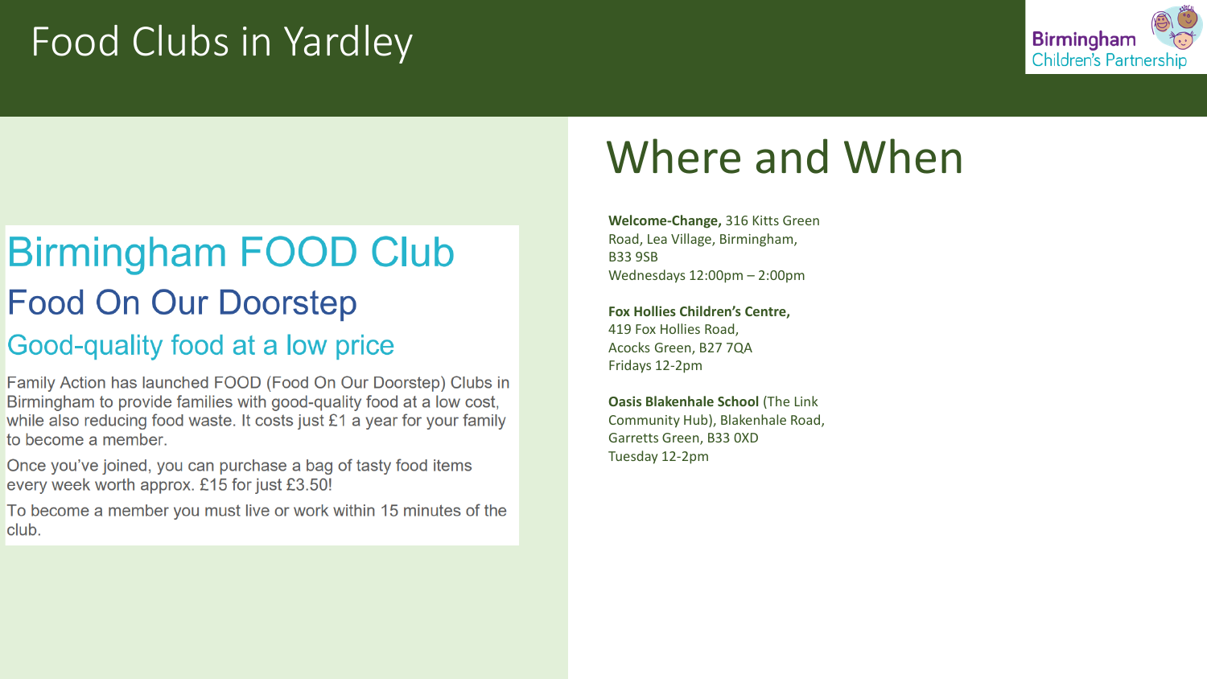# Food Clubs in Yardley

Birmingham Children's Partnership

## Birmingham FOOD Club

### Food On Our Doorstep

### Good-quality food at a low price

Family Action has launched FOOD (Food On Our Doorstep) Clubs in Birmingham to provide families with good-quality food at a low cost, while also reducing food waste. It costs just £1 a year for your family to become a member.

Once you've joined, you can purchase a bag of tasty food items every week worth approx. £15 for just £3.50!

To become a member you must live or work within 15 minutes of the club.

## Where and When

**Welcome-Change,** 316 Kitts Green Road, Lea Village, Birmingham, B33 9SB
Wednesdays 12:00pm – 2:00pm

**Fox Hollies Children's Centre,**
419 Fox Hollies Road,
Acocks Green, B27 7QA
Fridays 12-2pm

**Oasis Blakenhale School** (The Link Community Hub), Blakenhale Road, Garretts Green, B33 0XD
Tuesday 12-2pm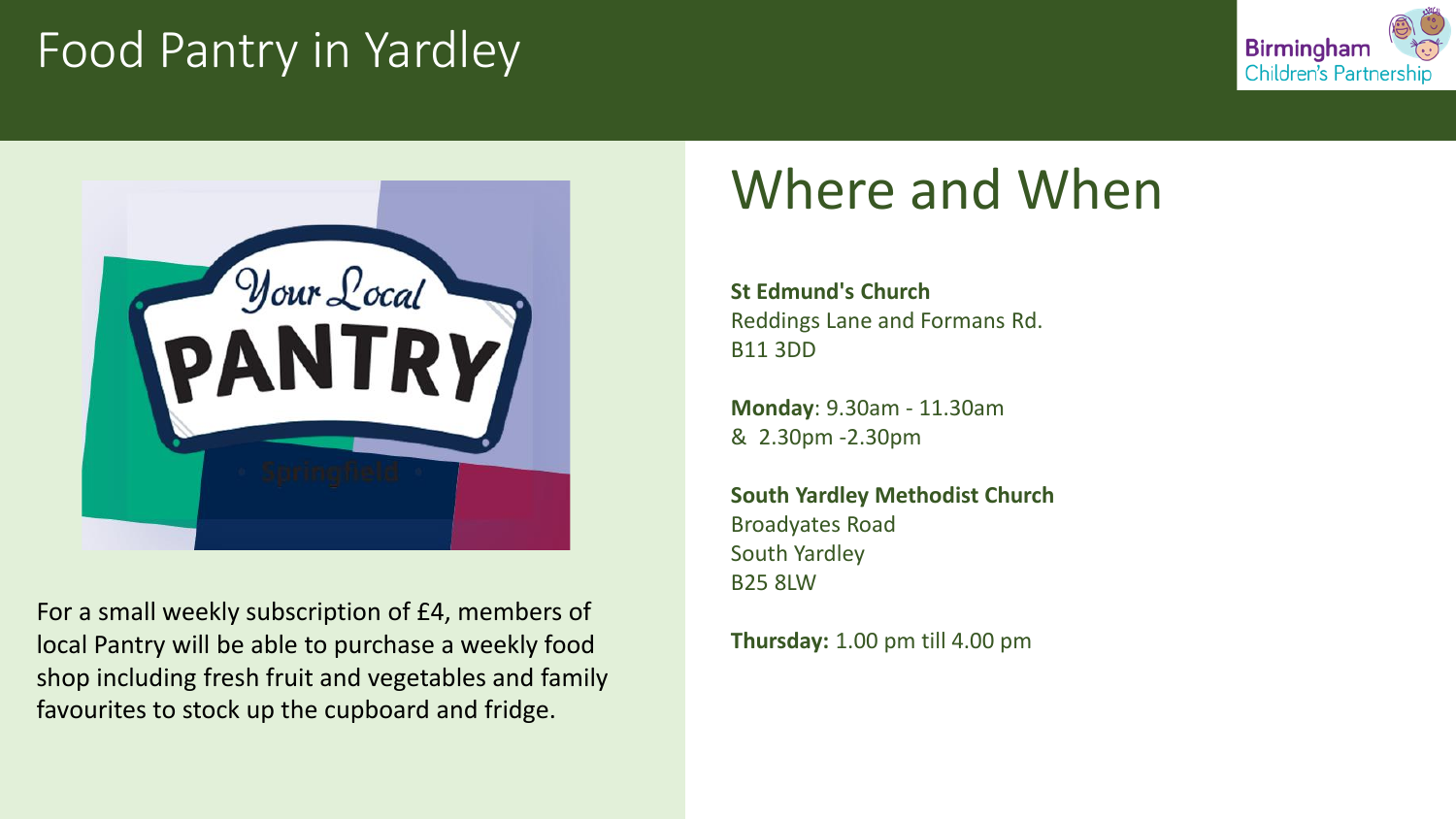# Food Pantry in Yardley

For a small weekly subscription of £4, members of local Pantry will be able to purchase a weekly food shop including fresh fruit and vegetables and family favourites to stock up the cupboard and fridge.

## Where and When

**St Edmund's Church**
Reddings Lane and Formans Rd.
B11 3DD

**Monday**: 9.30am - 11.30am
& 2.30pm -2.30pm

**South Yardley Methodist Church**
Broadyates Road
South Yardley
B25 8LW

**Thursday:** 1.00 pm till 4.00 pm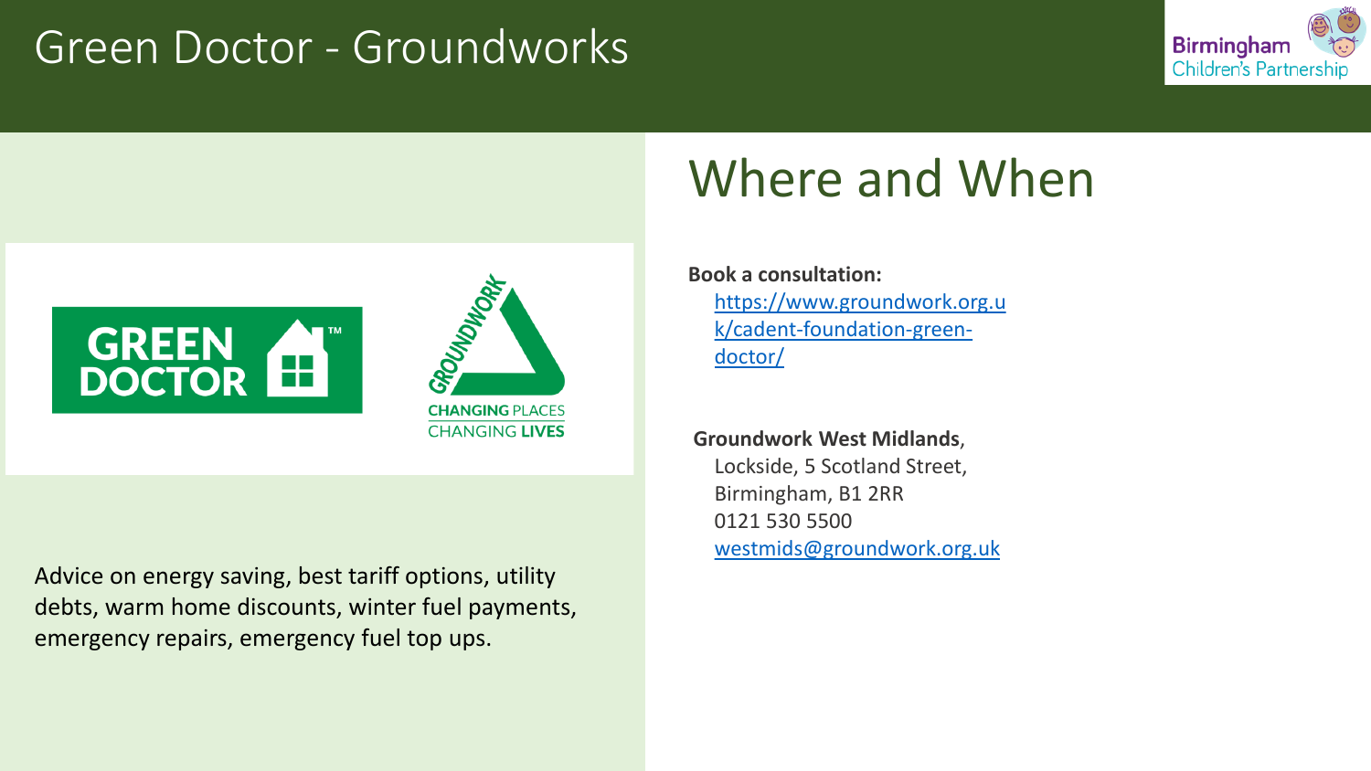# Green Doctor - Groundworks

Advice on energy saving, best tariff options, utility debts, warm home discounts, winter fuel payments, emergency repairs, emergency fuel top ups.

## Where and When

**Book a consultation:**
https://www.groundwork.org.uk/cadent-foundation-green-doctor/

**Groundwork West Midlands**,
Lockside, 5 Scotland Street,
Birmingham, B1 2RR
0121 530 5500
westmids@groundwork.org.uk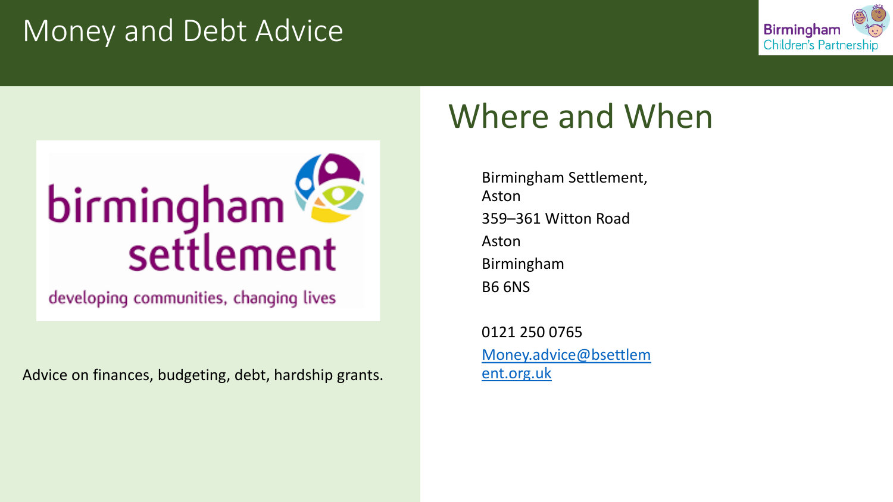# Money and Debt Advice

birmingham settlement

developing communities, changing lives

Advice on finances, budgeting, debt, hardship grants.

## Where and When

Birmingham Settlement, Aston

359–361 Witton Road

Aston

Birmingham

B6 6NS

0121 250 0765

Money.advice@bsettlement.org.uk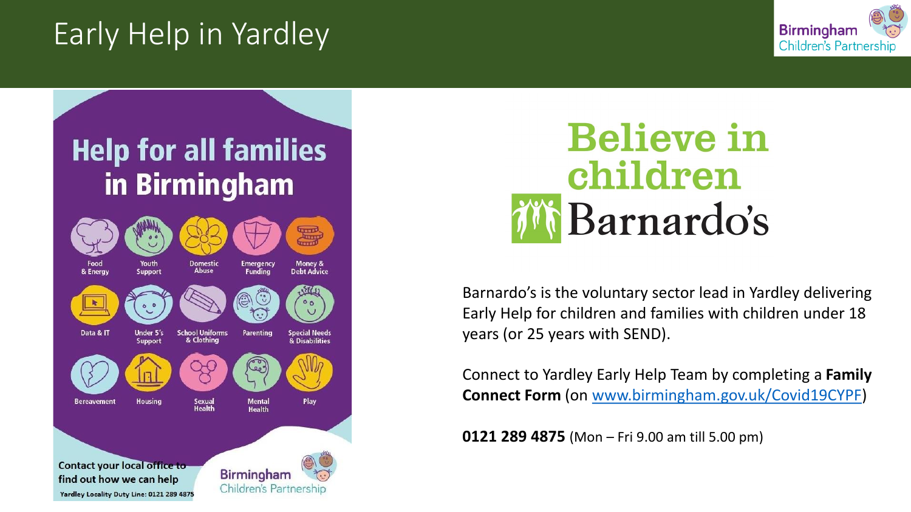# Early Help in Yardley

Birmingham Children's Partnership

## Help for all families in Birmingham

Food & Energy
Youth Support
Domestic Abuse
Emergency Funding
Money & Debt Advice
Data & IT
Under 5's Support
School Uniforms & Clothing
Parenting
Special Needs & Disabilities
Bereavement
Housing
Sexual Health
Mental Health
Play

**Contact your local office to find out how we can help**

**Yardley Locality Duty Line: 0121 289 4875**

Birmingham Children's Partnership

**Believe in children**

**Barnardo's**

Barnardo's is the voluntary sector lead in Yardley delivering Early Help for children and families with children under 18 years (or 25 years with SEND).

Connect to Yardley Early Help Team by completing a **Family Connect Form** (on [www.birmingham.gov.uk/Covid19CYPF](www.birmingham.gov.uk/Covid19CYPF))

**0121 289 4875** (Mon – Fri 9.00 am till 5.00 pm)